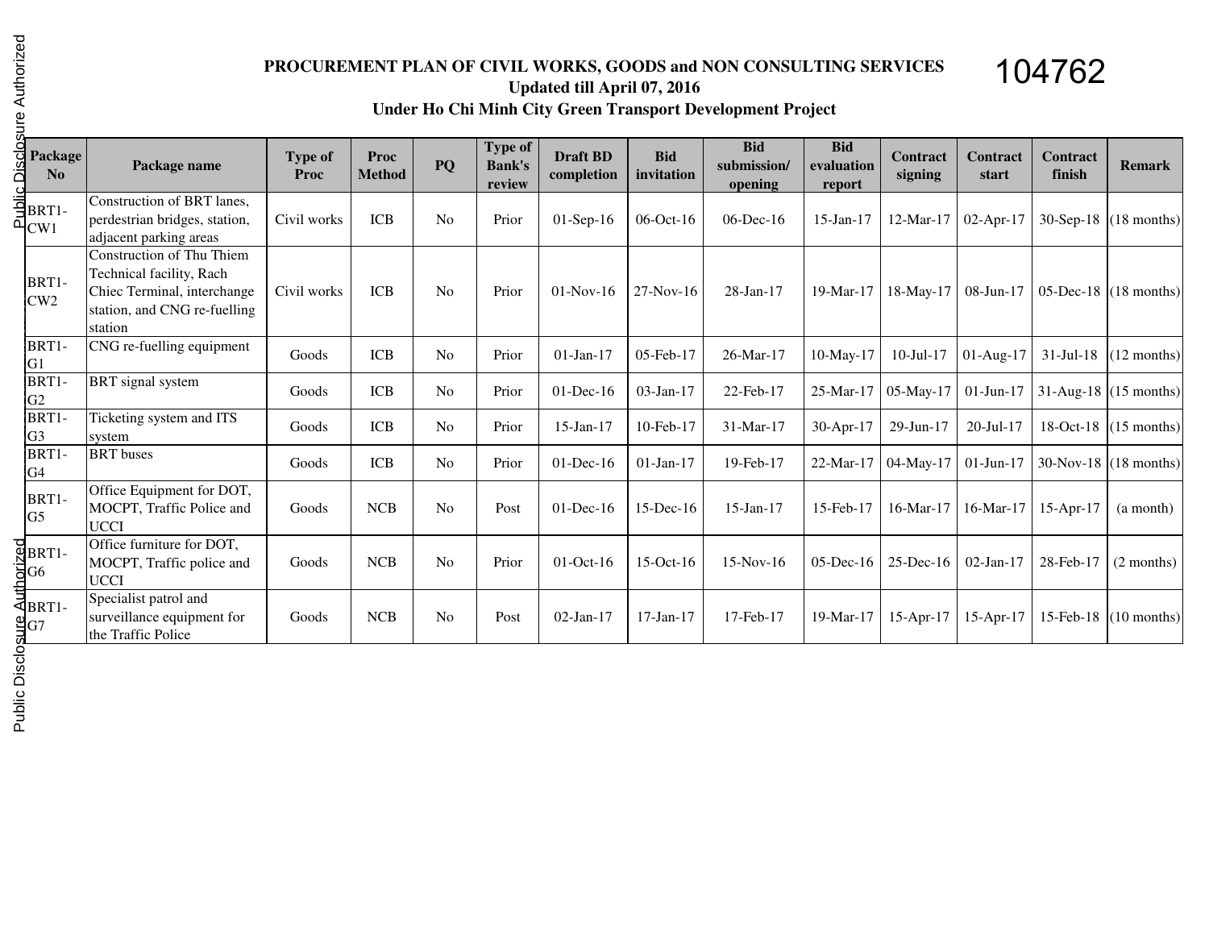104762

# PROCUREMENT PLAN OF CIVIL WORKS, GOODS and NON CONSULTING SERVICES

**Updated till April 07, 2016**

**Under Ho Chi Minh City Green Transport Development Project**

| Package No | Package name | Type of Proc | Proc Method | PQ | Type of Bank's review | Draft BD completion | Bid invitation | Bid submission/ opening | Bid evaluation report | Contract signing | Contract start | Contract finish | Remark |
|---|---|---|---|---|---|---|---|---|---|---|---|---|---|
| BRT1-CW1 | Construction of BRT lanes, perdestrian bridges, station, adjacent parking areas | Civil works | ICB | No | Prior | 01-Sep-16 | 06-Oct-16 | 06-Dec-16 | 15-Jan-17 | 12-Mar-17 | 02-Apr-17 | 30-Sep-18 | (18 months) |
| BRT1-CW2 | Construction of Thu Thiem Technical facility, Rach Chiec Terminal, interchange station, and CNG re-fuelling station | Civil works | ICB | No | Prior | 01-Nov-16 | 27-Nov-16 | 28-Jan-17 | 19-Mar-17 | 18-May-17 | 08-Jun-17 | 05-Dec-18 | (18 months) |
| BRT1-G1 | CNG re-fuelling equipment | Goods | ICB | No | Prior | 01-Jan-17 | 05-Feb-17 | 26-Mar-17 | 10-May-17 | 10-Jul-17 | 01-Aug-17 | 31-Jul-18 | (12 months) |
| BRT1-G2 | BRT signal system | Goods | ICB | No | Prior | 01-Dec-16 | 03-Jan-17 | 22-Feb-17 | 25-Mar-17 | 05-May-17 | 01-Jun-17 | 31-Aug-18 | (15 months) |
| BRT1-G3 | Ticketing system and ITS system | Goods | ICB | No | Prior | 15-Jan-17 | 10-Feb-17 | 31-Mar-17 | 30-Apr-17 | 29-Jun-17 | 20-Jul-17 | 18-Oct-18 | (15 months) |
| BRT1-G4 | BRT buses | Goods | ICB | No | Prior | 01-Dec-16 | 01-Jan-17 | 19-Feb-17 | 22-Mar-17 | 04-May-17 | 01-Jun-17 | 30-Nov-18 | (18 months) |
| BRT1-G5 | Office Equipment for DOT, MOCPT, Traffic Police and UCCI | Goods | NCB | No | Post | 01-Dec-16 | 15-Dec-16 | 15-Jan-17 | 15-Feb-17 | 16-Mar-17 | 16-Mar-17 | 15-Apr-17 | (a month) |
| BRT1-G6 | Office furniture for DOT, MOCPT, Traffic police and UCCI | Goods | NCB | No | Prior | 01-Oct-16 | 15-Oct-16 | 15-Nov-16 | 05-Dec-16 | 25-Dec-16 | 02-Jan-17 | 28-Feb-17 | (2 months) |
| BRT1-G7 | Specialist patrol and surveillance equipment for the Traffic Police | Goods | NCB | No | Post | 02-Jan-17 | 17-Jan-17 | 17-Feb-17 | 19-Mar-17 | 15-Apr-17 | 15-Apr-17 | 15-Feb-18 | (10 months) |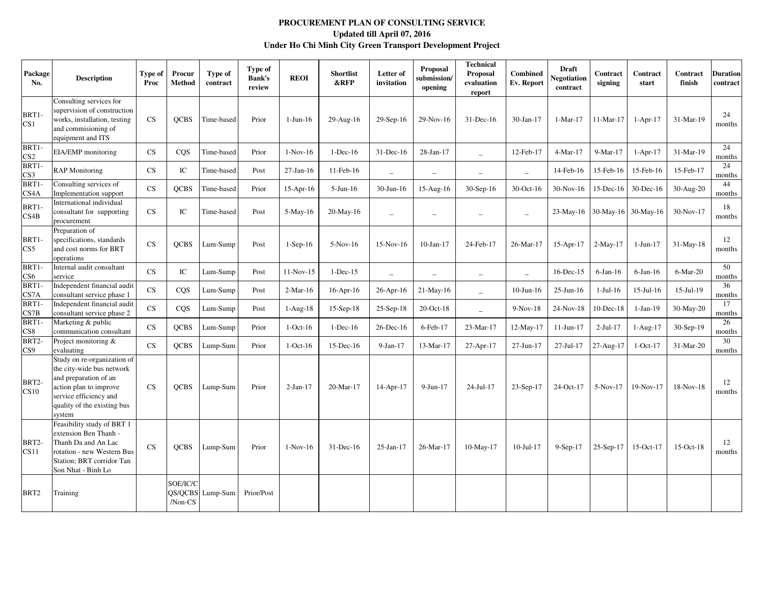**PROCUREMENT PLAN OF CONSULTING SERVICE**
**Updated till April 07, 2016**
**Under Ho Chi Minh City Green Transport Development Project**

| Package No. | Description | Type of Proc | Procur Method | Type of contract | Type of Bank's review | REOI | Shortlist &RFP | Letter of invitation | Proposal submission/ opening | Technical Proposal evaluation report | Combined Ev. Report | Draft Negotiation contract | Contract signing | Contract start | Contract finish | Duration contract |
|---|---|---|---|---|---|---|---|---|---|---|---|---|---|---|---|---|
| BRT1-CS1 | Consulting services for supervision of construction works, installation, testing and commisioning of equipment and ITS | CS | QCBS | Time-based | Prior | 1-Jun-16 | 29-Aug-16 | 29-Sep-16 | 29-Nov-16 | 31-Dec-16 | 30-Jan-17 | 1-Mar-17 | 11-Mar-17 | 1-Apr-17 | 31-Mar-19 | 24 months |
| BRT1-CS2 | EIA/EMP monitoring | CS | CQS | Time-based | Prior | 1-Nov-16 | 1-Dec-16 | 31-Dec-16 | 28-Jan-17 | _ | 12-Feb-17 | 4-Mar-17 | 9-Mar-17 | 1-Apr-17 | 31-Mar-19 | 24 months |
| BRT1-CS3 | RAP Monitoring | CS | IC | Time-based | Post | 27-Jan-16 | 11-Feb-16 | _ | _ | _ | _ | 14-Feb-16 | 15-Feb-16 | 15-Feb-16 | 15-Feb-17 | 24 months |
| BRT1-CS4A | Consulting services of Implementation support | CS | QCBS | Time-based | Prior | 15-Apr-16 | 5-Jun-16 | 30-Jun-16 | 15-Aug-16 | 30-Sep-16 | 30-Oct-16 | 30-Nov-16 | 15-Dec-16 | 30-Dec-16 | 30-Aug-20 | 44 months |
| BRT1-CS4B | International individual consultant for supporting procurement | CS | IC | Time-based | Post | 5-May-16 | 20-May-16 | _ | _ | _ | _ | 23-May-16 | 30-May-16 | 30-May-16 | 30-Nov-17 | 18 months |
| BRT1-CS5 | Preparation of specifications, standards and cost norms for BRT operations | CS | QCBS | Lum-Sump | Post | 1-Sep-16 | 5-Nov-16 | 15-Nov-16 | 10-Jan-17 | 24-Feb-17 | 26-Mar-17 | 15-Apr-17 | 2-May-17 | 1-Jun-17 | 31-May-18 | 12 months |
| BRT1-CS6 | Internal audit consultant service | CS | IC | Lum-Sump | Post | 11-Nov-15 | 1-Dec-15 | _ | _ | _ | _ | 16-Dec-15 | 6-Jan-16 | 6-Jan-16 | 6-Mar-20 | 50 months |
| BRT1-CS7A | Independent financial audit consultant service phase 1 | CS | CQS | Lum-Sump | Post | 2-Mar-16 | 16-Apr-16 | 26-Apr-16 | 21-May-16 | _ | 10-Jun-16 | 25-Jun-16 | 1-Jul-16 | 15-Jul-16 | 15-Jul-19 | 36 months |
| BRT1-CS7B | Independent financial audit consultant service phase 2 | CS | CQS | Lum-Sump | Post | 1-Aug-18 | 15-Sep-18 | 25-Sep-18 | 20-Oct-18 | _ | 9-Nov-18 | 24-Nov-18 | 10-Dec-18 | 1-Jan-19 | 30-May-20 | 17 months |
| BRT1-CS8 | Marketing & public communication consultant | CS | QCBS | Lum-Sump | Prior | 1-Oct-16 | 1-Dec-16 | 26-Dec-16 | 6-Feb-17 | 23-Mar-17 | 12-May-17 | 11-Jun-17 | 2-Jul-17 | 1-Aug-17 | 30-Sep-19 | 26 months |
| BRT2-CS9 | Project monitoring & evaluating | CS | QCBS | Lump-Sum | Prior | 1-Oct-16 | 15-Dec-16 | 9-Jan-17 | 13-Mar-17 | 27-Apr-17 | 27-Jun-17 | 27-Jul-17 | 27-Aug-17 | 1-Oct-17 | 31-Mar-20 | 30 months |
| BRT2-CS10 | Study on re-organization of the city-wide bus network and preparation of an action plan to improve service efficiency and quality of the existing bus system | CS | QCBS | Lump-Sum | Prior | 2-Jan-17 | 20-Mar-17 | 14-Apr-17 | 9-Jun-17 | 24-Jul-17 | 23-Sep-17 | 24-Oct-17 | 5-Nov-17 | 19-Nov-17 | 18-Nov-18 | 12 months |
| BRT2-CS11 | Feasibility study of BRT 1 extension Ben Thanh - Thanh Da and An Lac rotation - new Western Bus Station; BRT corridor Tan Son Nhat - Binh Lo | CS | QCBS | Lump-Sum | Prior | 1-Nov-16 | 31-Dec-16 | 25-Jan-17 | 26-Mar-17 | 10-May-17 | 10-Jul-17 | 9-Sep-17 | 25-Sep-17 | 15-Oct-17 | 15-Oct-18 | 12 months |
| BRT2 | Training | | SOE/IC/CQS/QCBS/Non-CS | Lump-Sum | Prior/Post | | | | | | | | | | | |